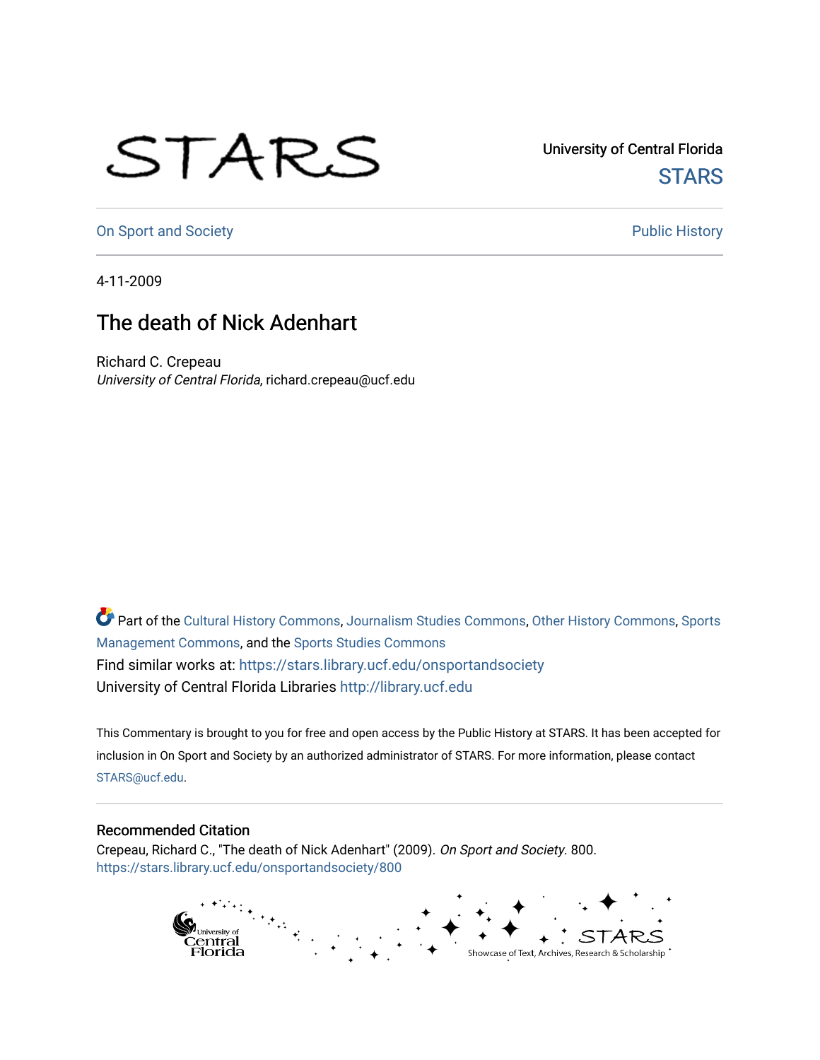University of Central Florida

STARS

On Sport and Society

Public History

4-11-2009

# The death of Nick Adenhart

Richard C. Crepeau
*University of Central Florida*, richard.crepeau@ucf.edu

Part of the Cultural History Commons, Journalism Studies Commons, Other History Commons, Sports Management Commons, and the Sports Studies Commons
Find similar works at: https://stars.library.ucf.edu/onsportandsociety
University of Central Florida Libraries http://library.ucf.edu

This Commentary is brought to you for free and open access by the Public History at STARS. It has been accepted for inclusion in On Sport and Society by an authorized administrator of STARS. For more information, please contact STARS@ucf.edu.

## Recommended Citation

Crepeau, Richard C., "The death of Nick Adenhart" (2009). *On Sport and Society*. 800.
https://stars.library.ucf.edu/onsportandsociety/800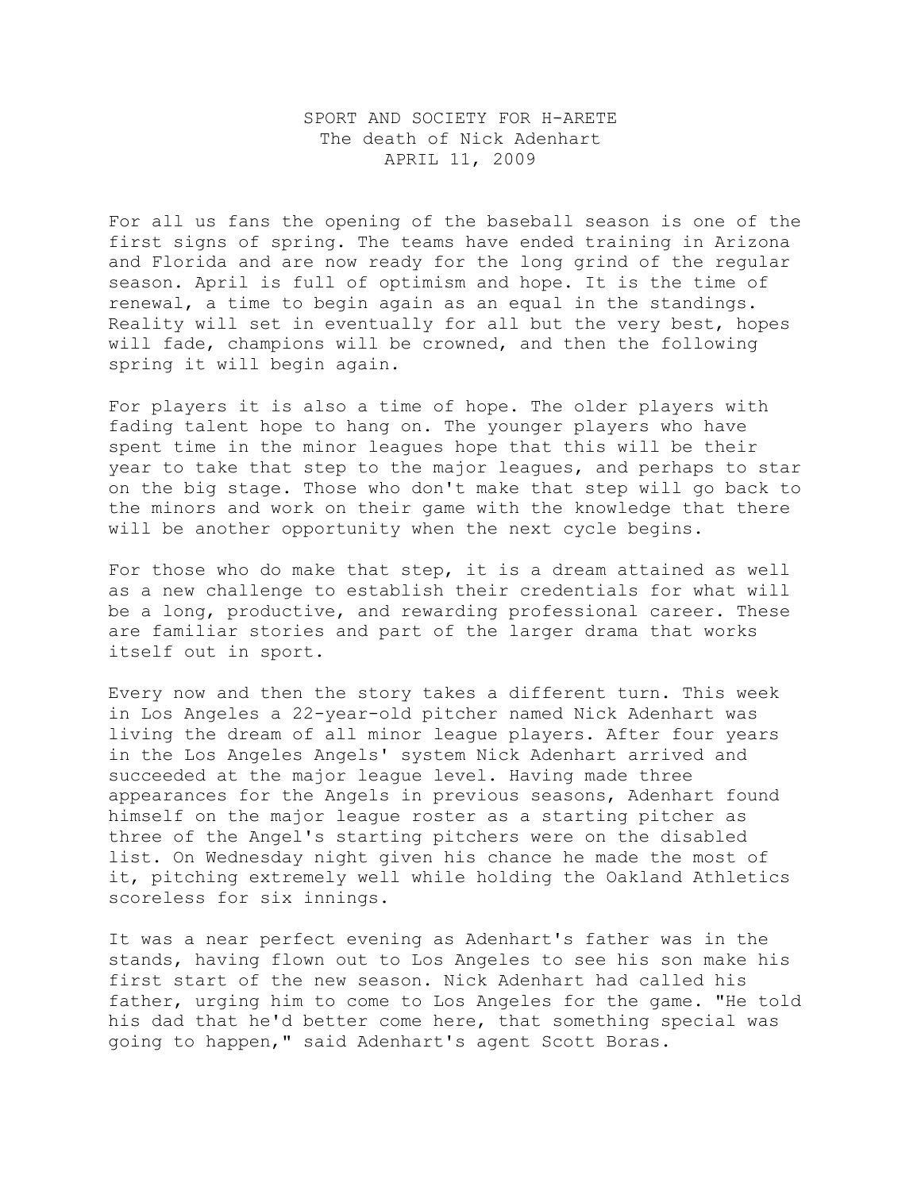# SPORT AND SOCIETY FOR H-ARETE
## The death of Nick Adenhart
### APRIL 11, 2009

For all us fans the opening of the baseball season is one of the first signs of spring. The teams have ended training in Arizona and Florida and are now ready for the long grind of the regular season. April is full of optimism and hope. It is the time of renewal, a time to begin again as an equal in the standings. Reality will set in eventually for all but the very best, hopes will fade, champions will be crowned, and then the following spring it will begin again.

For players it is also a time of hope. The older players with fading talent hope to hang on. The younger players who have spent time in the minor leagues hope that this will be their year to take that step to the major leagues, and perhaps to star on the big stage. Those who don't make that step will go back to the minors and work on their game with the knowledge that there will be another opportunity when the next cycle begins.

For those who do make that step, it is a dream attained as well as a new challenge to establish their credentials for what will be a long, productive, and rewarding professional career. These are familiar stories and part of the larger drama that works itself out in sport.

Every now and then the story takes a different turn. This week in Los Angeles a 22-year-old pitcher named Nick Adenhart was living the dream of all minor league players. After four years in the Los Angeles Angels' system Nick Adenhart arrived and succeeded at the major league level. Having made three appearances for the Angels in previous seasons, Adenhart found himself on the major league roster as a starting pitcher as three of the Angel's starting pitchers were on the disabled list. On Wednesday night given his chance he made the most of it, pitching extremely well while holding the Oakland Athletics scoreless for six innings.

It was a near perfect evening as Adenhart's father was in the stands, having flown out to Los Angeles to see his son make his first start of the new season. Nick Adenhart had called his father, urging him to come to Los Angeles for the game. "He told his dad that he'd better come here, that something special was going to happen," said Adenhart's agent Scott Boras.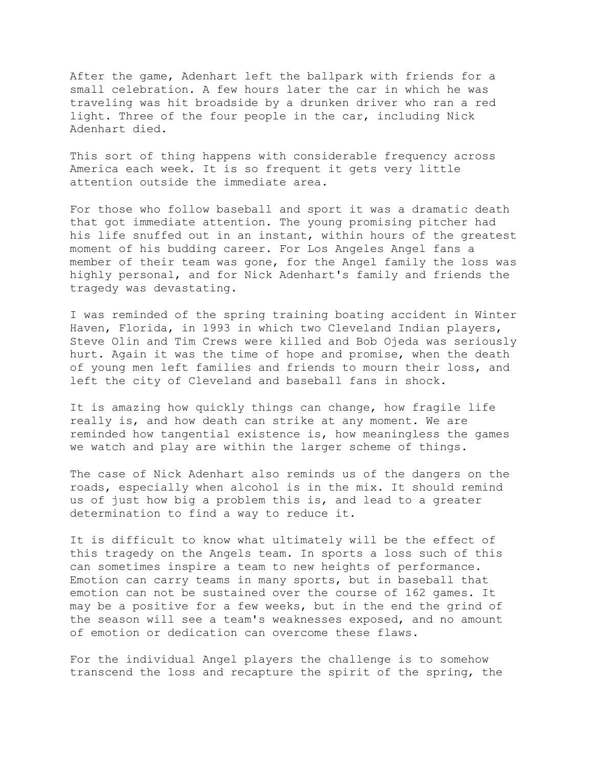After the game, Adenhart left the ballpark with friends for a small celebration. A few hours later the car in which he was traveling was hit broadside by a drunken driver who ran a red light. Three of the four people in the car, including Nick Adenhart died.

This sort of thing happens with considerable frequency across America each week. It is so frequent it gets very little attention outside the immediate area.

For those who follow baseball and sport it was a dramatic death that got immediate attention. The young promising pitcher had his life snuffed out in an instant, within hours of the greatest moment of his budding career. For Los Angeles Angel fans a member of their team was gone, for the Angel family the loss was highly personal, and for Nick Adenhart's family and friends the tragedy was devastating.

I was reminded of the spring training boating accident in Winter Haven, Florida, in 1993 in which two Cleveland Indian players, Steve Olin and Tim Crews were killed and Bob Ojeda was seriously hurt. Again it was the time of hope and promise, when the death of young men left families and friends to mourn their loss, and left the city of Cleveland and baseball fans in shock.

It is amazing how quickly things can change, how fragile life really is, and how death can strike at any moment. We are reminded how tangential existence is, how meaningless the games we watch and play are within the larger scheme of things.

The case of Nick Adenhart also reminds us of the dangers on the roads, especially when alcohol is in the mix. It should remind us of just how big a problem this is, and lead to a greater determination to find a way to reduce it.

It is difficult to know what ultimately will be the effect of this tragedy on the Angels team. In sports a loss such of this can sometimes inspire a team to new heights of performance. Emotion can carry teams in many sports, but in baseball that emotion can not be sustained over the course of 162 games. It may be a positive for a few weeks, but in the end the grind of the season will see a team's weaknesses exposed, and no amount of emotion or dedication can overcome these flaws.

For the individual Angel players the challenge is to somehow transcend the loss and recapture the spirit of the spring, the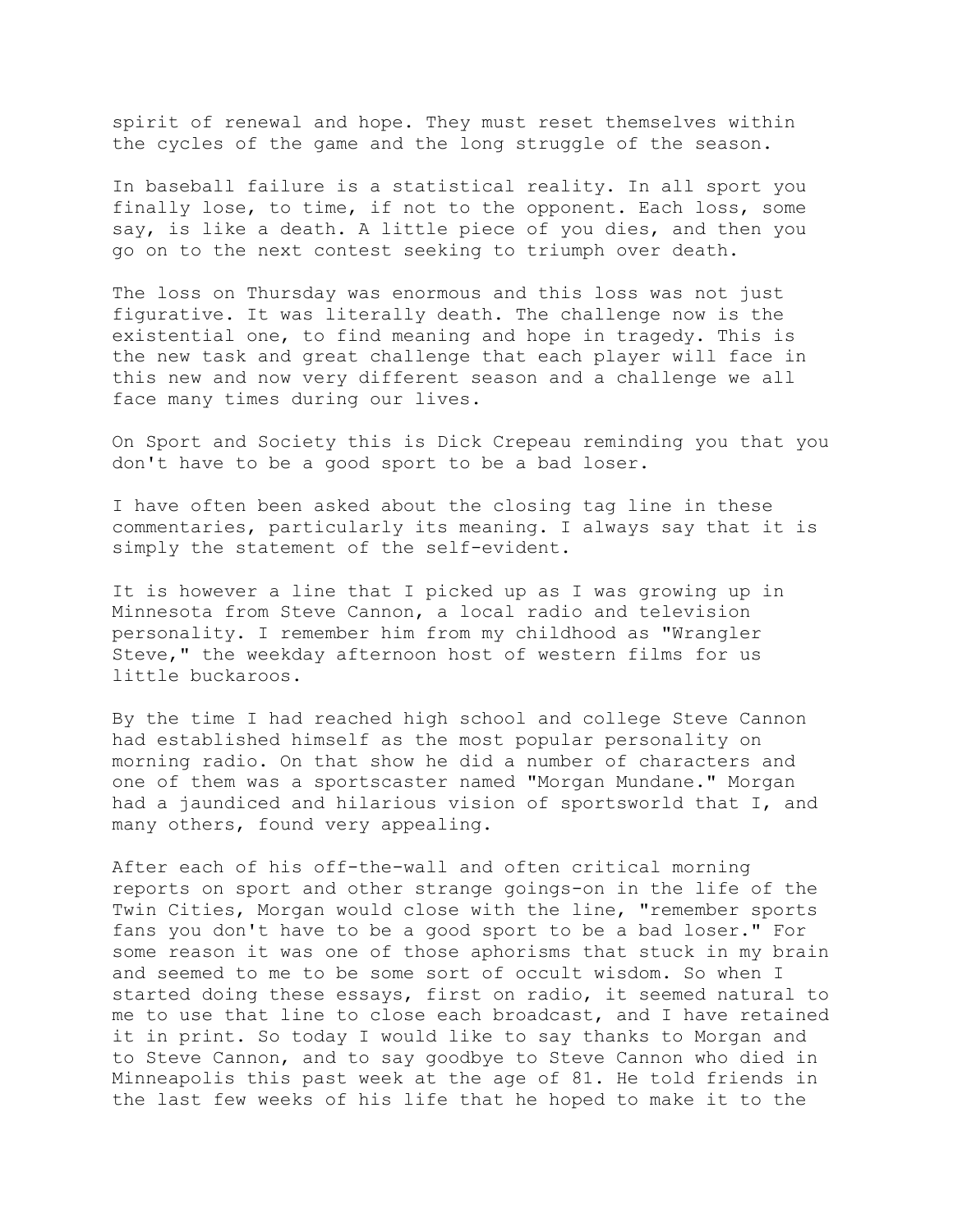spirit of renewal and hope. They must reset themselves within the cycles of the game and the long struggle of the season.

In baseball failure is a statistical reality. In all sport you finally lose, to time, if not to the opponent. Each loss, some say, is like a death. A little piece of you dies, and then you go on to the next contest seeking to triumph over death.

The loss on Thursday was enormous and this loss was not just figurative. It was literally death. The challenge now is the existential one, to find meaning and hope in tragedy. This is the new task and great challenge that each player will face in this new and now very different season and a challenge we all face many times during our lives.

On Sport and Society this is Dick Crepeau reminding you that you don't have to be a good sport to be a bad loser.

I have often been asked about the closing tag line in these commentaries, particularly its meaning. I always say that it is simply the statement of the self-evident.

It is however a line that I picked up as I was growing up in Minnesota from Steve Cannon, a local radio and television personality. I remember him from my childhood as "Wrangler Steve," the weekday afternoon host of western films for us little buckaroos.

By the time I had reached high school and college Steve Cannon had established himself as the most popular personality on morning radio. On that show he did a number of characters and one of them was a sportscaster named "Morgan Mundane." Morgan had a jaundiced and hilarious vision of sportsworld that I, and many others, found very appealing.

After each of his off-the-wall and often critical morning reports on sport and other strange goings-on in the life of the Twin Cities, Morgan would close with the line, "remember sports fans you don't have to be a good sport to be a bad loser." For some reason it was one of those aphorisms that stuck in my brain and seemed to me to be some sort of occult wisdom. So when I started doing these essays, first on radio, it seemed natural to me to use that line to close each broadcast, and I have retained it in print. So today I would like to say thanks to Morgan and to Steve Cannon, and to say goodbye to Steve Cannon who died in Minneapolis this past week at the age of 81. He told friends in the last few weeks of his life that he hoped to make it to the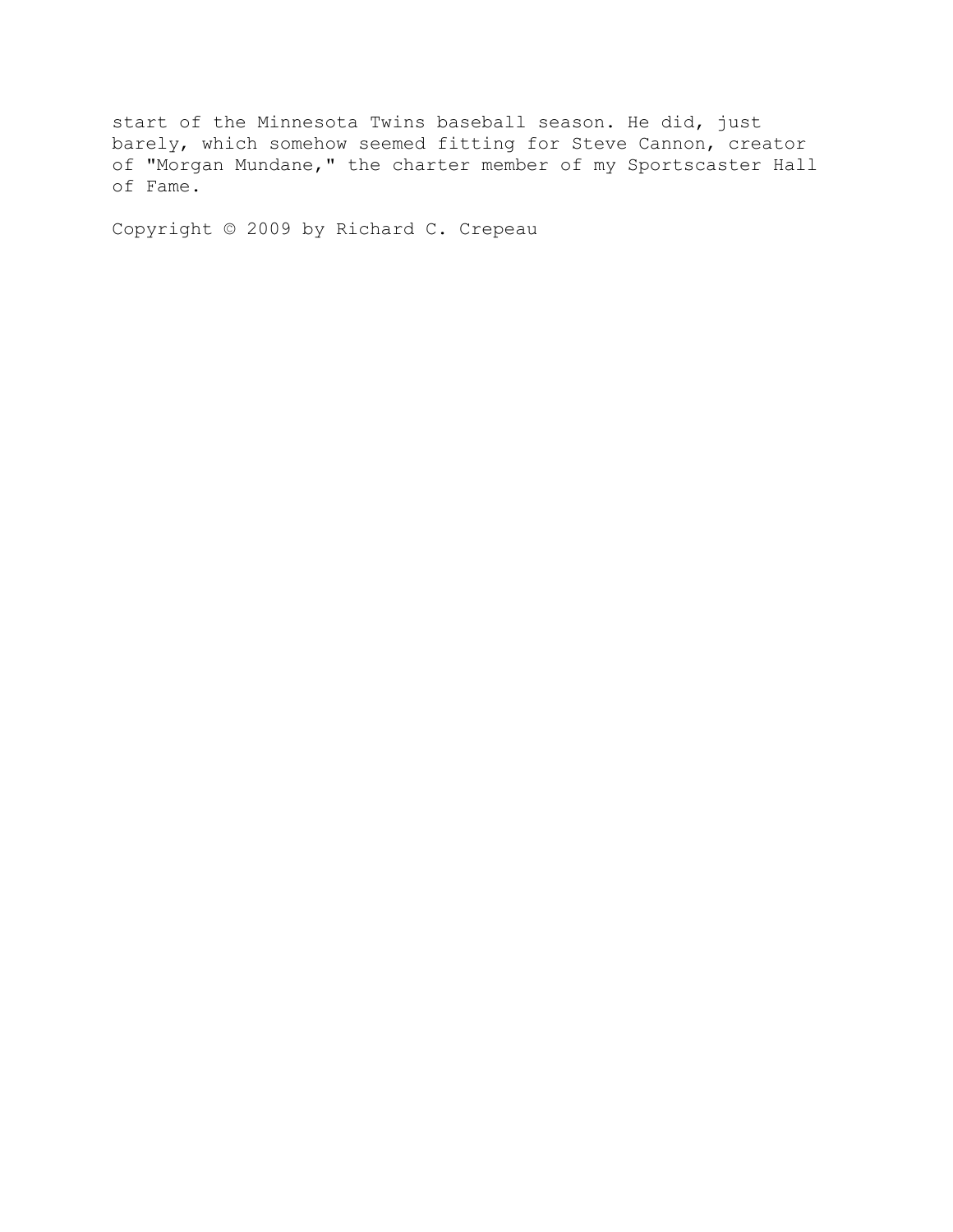start of the Minnesota Twins baseball season. He did, just barely, which somehow seemed fitting for Steve Cannon, creator of "Morgan Mundane," the charter member of my Sportscaster Hall of Fame.

Copyright © 2009 by Richard C. Crepeau